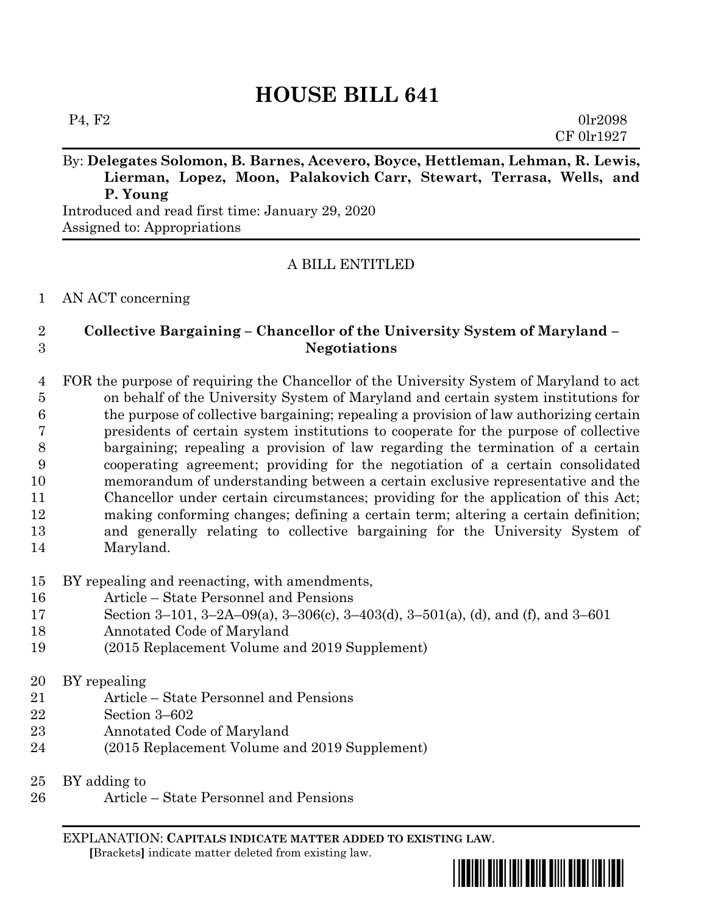# HOUSE BILL 641

P4, F2 0lr2098
CF 0lr1927

By: **Delegates Solomon, B. Barnes, Acevero, Boyce, Hettleman, Lehman, R. Lewis, Lierman, Lopez, Moon, Palakovich Carr, Stewart, Terrasa, Wells, and P. Young**

Introduced and read first time: January 29, 2020
Assigned to: Appropriations

A BILL ENTITLED

1 AN ACT concerning

2 **Collective Bargaining – Chancellor of the University System of Maryland –**
3 **Negotiations**

4 FOR the purpose of requiring the Chancellor of the University System of Maryland to act
5 on behalf of the University System of Maryland and certain system institutions for
6 the purpose of collective bargaining; repealing a provision of law authorizing certain
7 presidents of certain system institutions to cooperate for the purpose of collective
8 bargaining; repealing a provision of law regarding the termination of a certain
9 cooperating agreement; providing for the negotiation of a certain consolidated
10 memorandum of understanding between a certain exclusive representative and the
11 Chancellor under certain circumstances; providing for the application of this Act;
12 making conforming changes; defining a certain term; altering a certain definition;
13 and generally relating to collective bargaining for the University System of
14 Maryland.

15 BY repealing and reenacting, with amendments,
16 Article – State Personnel and Pensions
17 Section 3–101, 3–2A–09(a), 3–306(c), 3–403(d), 3–501(a), (d), and (f), and 3–601
18 Annotated Code of Maryland
19 (2015 Replacement Volume and 2019 Supplement)

20 BY repealing
21 Article – State Personnel and Pensions
22 Section 3–602
23 Annotated Code of Maryland
24 (2015 Replacement Volume and 2019 Supplement)

25 BY adding to
26 Article – State Personnel and Pensions

EXPLANATION: **CAPITALS INDICATE MATTER ADDED TO EXISTING LAW**.
**[**Brackets**]** indicate matter deleted from existing law.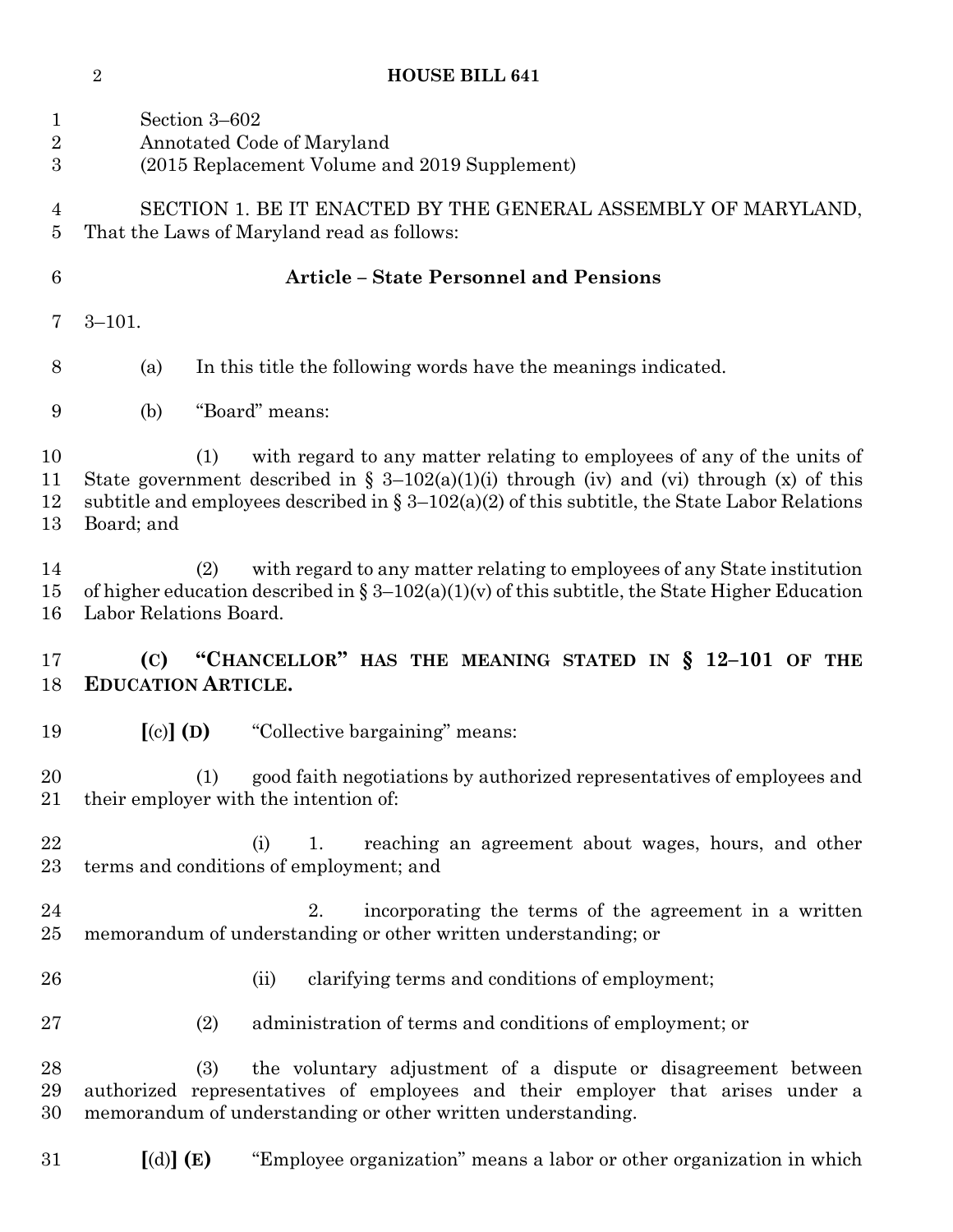Section 3–602
Annotated Code of Maryland
(2015 Replacement Volume and 2019 Supplement)

SECTION 1. BE IT ENACTED BY THE GENERAL ASSEMBLY OF MARYLAND, That the Laws of Maryland read as follows:

**Article – State Personnel and Pensions**

3–101.

(a) In this title the following words have the meanings indicated.

(b) "Board" means:

(1) with regard to any matter relating to employees of any of the units of State government described in § 3–102(a)(1)(i) through (iv) and (vi) through (x) of this subtitle and employees described in § 3–102(a)(2) of this subtitle, the State Labor Relations Board; and

(2) with regard to any matter relating to employees of any State institution of higher education described in § 3–102(a)(1)(v) of this subtitle, the State Higher Education Labor Relations Board.

**(C) "CHANCELLOR" HAS THE MEANING STATED IN § 12–101 OF THE EDUCATION ARTICLE.**

**[**(c)**] (D)** "Collective bargaining" means:

(1) good faith negotiations by authorized representatives of employees and their employer with the intention of:

(i) 1. reaching an agreement about wages, hours, and other terms and conditions of employment; and

2. incorporating the terms of the agreement in a written memorandum of understanding or other written understanding; or

(ii) clarifying terms and conditions of employment;

(2) administration of terms and conditions of employment; or

(3) the voluntary adjustment of a dispute or disagreement between authorized representatives of employees and their employer that arises under a memorandum of understanding or other written understanding.

**[**(d)**] (E)** "Employee organization" means a labor or other organization in which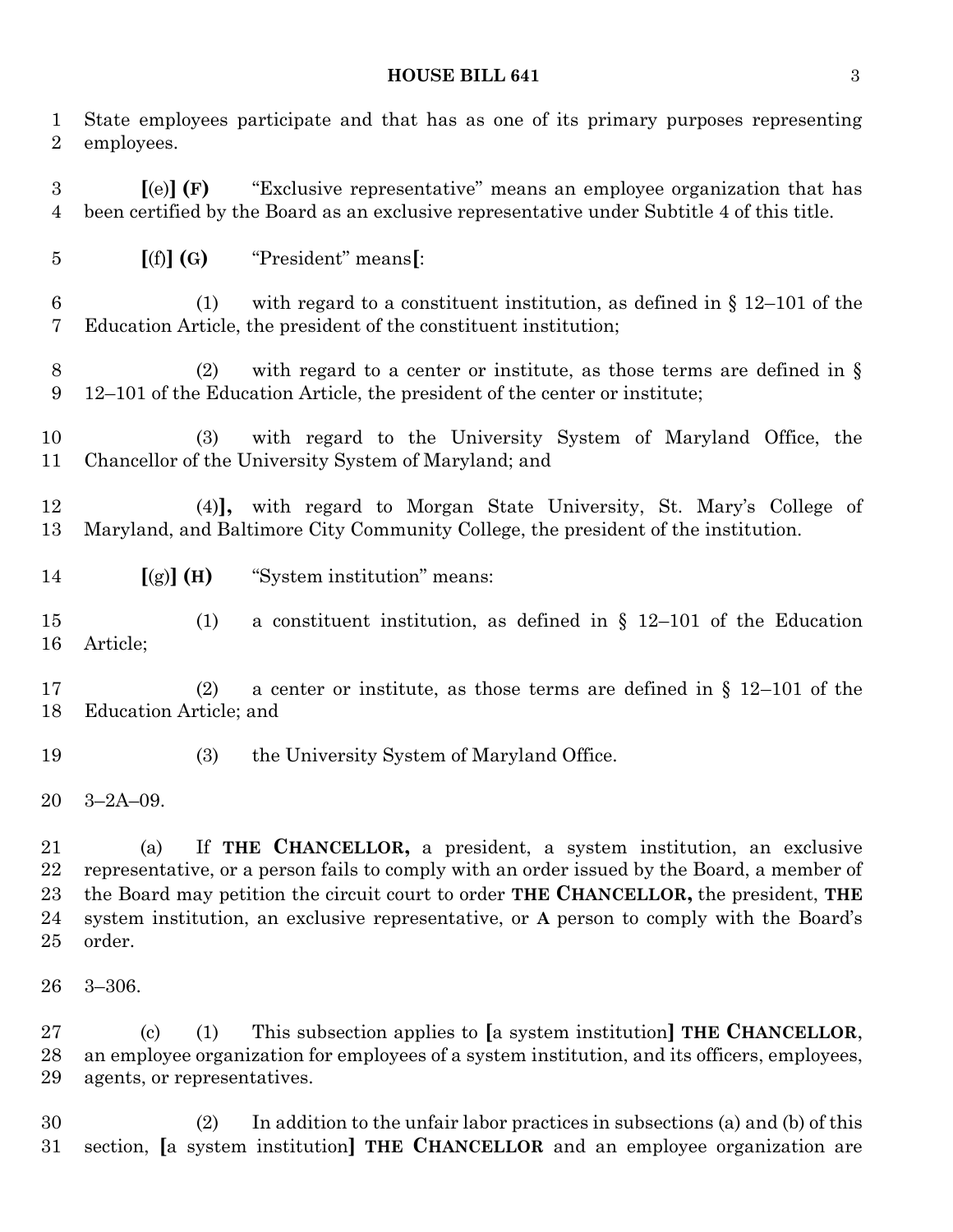State employees participate and that has as one of its primary purposes representing employees.

[(e)] **(F)** "Exclusive representative" means an employee organization that has been certified by the Board as an exclusive representative under Subtitle 4 of this title.

[(f)] **(G)** "President" means[:

(1) with regard to a constituent institution, as defined in § 12–101 of the Education Article, the president of the constituent institution;

(2) with regard to a center or institute, as those terms are defined in § 12–101 of the Education Article, the president of the center or institute;

(3) with regard to the University System of Maryland Office, the Chancellor of the University System of Maryland; and

(4)]**,** with regard to Morgan State University, St. Mary's College of Maryland, and Baltimore City Community College, the president of the institution.

[(g)] **(H)** "System institution" means:

(1) a constituent institution, as defined in § 12–101 of the Education Article;

(2) a center or institute, as those terms are defined in § 12–101 of the Education Article; and

(3) the University System of Maryland Office.

3–2A–09.

(a) If **THE CHANCELLOR,** a president, a system institution, an exclusive representative, or a person fails to comply with an order issued by the Board, a member of the Board may petition the circuit court to order **THE CHANCELLOR,** the president, **THE** system institution, an exclusive representative, or **A** person to comply with the Board's order.

3–306.

(c) (1) This subsection applies to [a system institution] **THE CHANCELLOR**, an employee organization for employees of a system institution, and its officers, employees, agents, or representatives.

(2) In addition to the unfair labor practices in subsections (a) and (b) of this section, [a system institution] **THE CHANCELLOR** and an employee organization are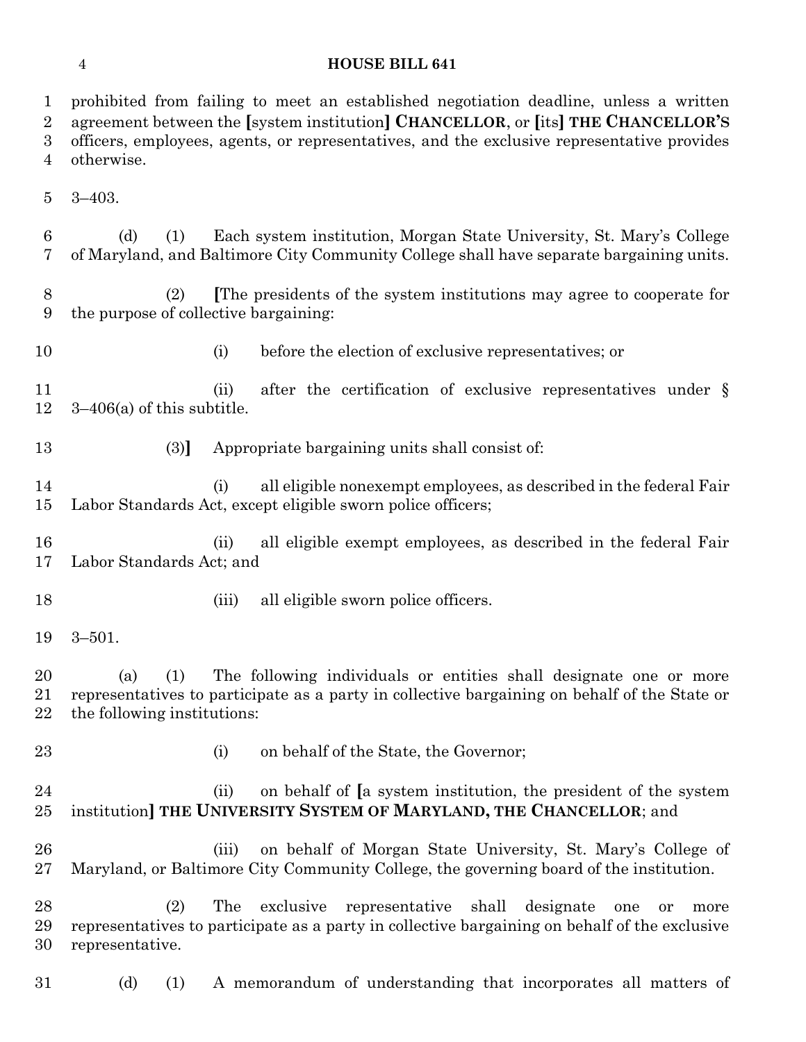prohibited from failing to meet an established negotiation deadline, unless a written agreement between the [system institution] **CHANCELLOR**, or [its] **THE CHANCELLOR'S** officers, employees, agents, or representatives, and the exclusive representative provides otherwise.

3–403.

(d) (1) Each system institution, Morgan State University, St. Mary's College of Maryland, and Baltimore City Community College shall have separate bargaining units.

(2) [The presidents of the system institutions may agree to cooperate for the purpose of collective bargaining:

(i) before the election of exclusive representatives; or

(ii) after the certification of exclusive representatives under § 3–406(a) of this subtitle.

(3)] Appropriate bargaining units shall consist of:

(i) all eligible nonexempt employees, as described in the federal Fair Labor Standards Act, except eligible sworn police officers;

(ii) all eligible exempt employees, as described in the federal Fair Labor Standards Act; and

(iii) all eligible sworn police officers.

3–501.

(a) (1) The following individuals or entities shall designate one or more representatives to participate as a party in collective bargaining on behalf of the State or the following institutions:

(i) on behalf of the State, the Governor;

(ii) on behalf of [a system institution, the president of the system institution] **THE UNIVERSITY SYSTEM OF MARYLAND, THE CHANCELLOR**; and

(iii) on behalf of Morgan State University, St. Mary's College of Maryland, or Baltimore City Community College, the governing board of the institution.

(2) The exclusive representative shall designate one or more representatives to participate as a party in collective bargaining on behalf of the exclusive representative.

(d) (1) A memorandum of understanding that incorporates all matters of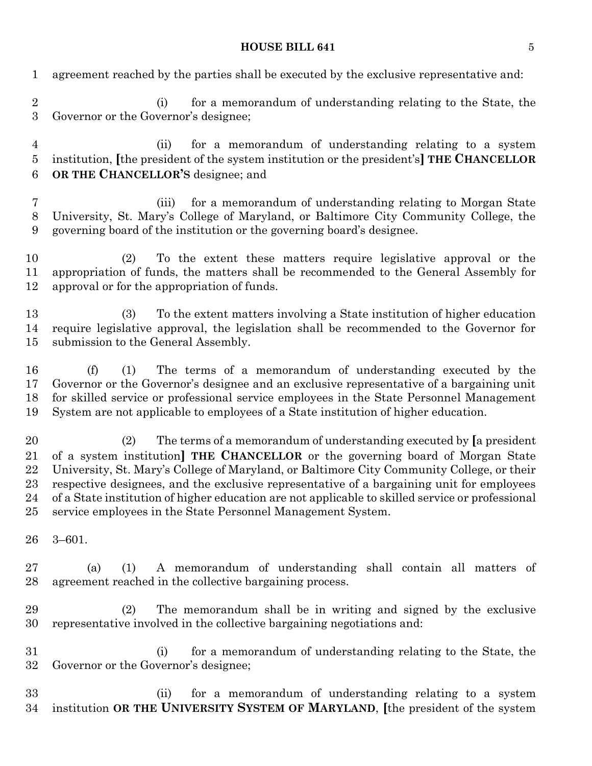agreement reached by the parties shall be executed by the exclusive representative and:

(i) for a memorandum of understanding relating to the State, the Governor or the Governor's designee;

(ii) for a memorandum of understanding relating to a system institution, [the president of the system institution or the president's] **THE CHANCELLOR OR THE CHANCELLOR'S** designee; and

(iii) for a memorandum of understanding relating to Morgan State University, St. Mary's College of Maryland, or Baltimore City Community College, the governing board of the institution or the governing board's designee.

(2) To the extent these matters require legislative approval or the appropriation of funds, the matters shall be recommended to the General Assembly for approval or for the appropriation of funds.

(3) To the extent matters involving a State institution of higher education require legislative approval, the legislation shall be recommended to the Governor for submission to the General Assembly.

(f) (1) The terms of a memorandum of understanding executed by the Governor or the Governor's designee and an exclusive representative of a bargaining unit for skilled service or professional service employees in the State Personnel Management System are not applicable to employees of a State institution of higher education.

(2) The terms of a memorandum of understanding executed by [a president of a system institution] **THE CHANCELLOR** or the governing board of Morgan State University, St. Mary's College of Maryland, or Baltimore City Community College, or their respective designees, and the exclusive representative of a bargaining unit for employees of a State institution of higher education are not applicable to skilled service or professional service employees in the State Personnel Management System.

3–601.

(a) (1) A memorandum of understanding shall contain all matters of agreement reached in the collective bargaining process.

(2) The memorandum shall be in writing and signed by the exclusive representative involved in the collective bargaining negotiations and:

(i) for a memorandum of understanding relating to the State, the Governor or the Governor's designee;

(ii) for a memorandum of understanding relating to a system institution **OR THE UNIVERSITY SYSTEM OF MARYLAND**, [the president of the system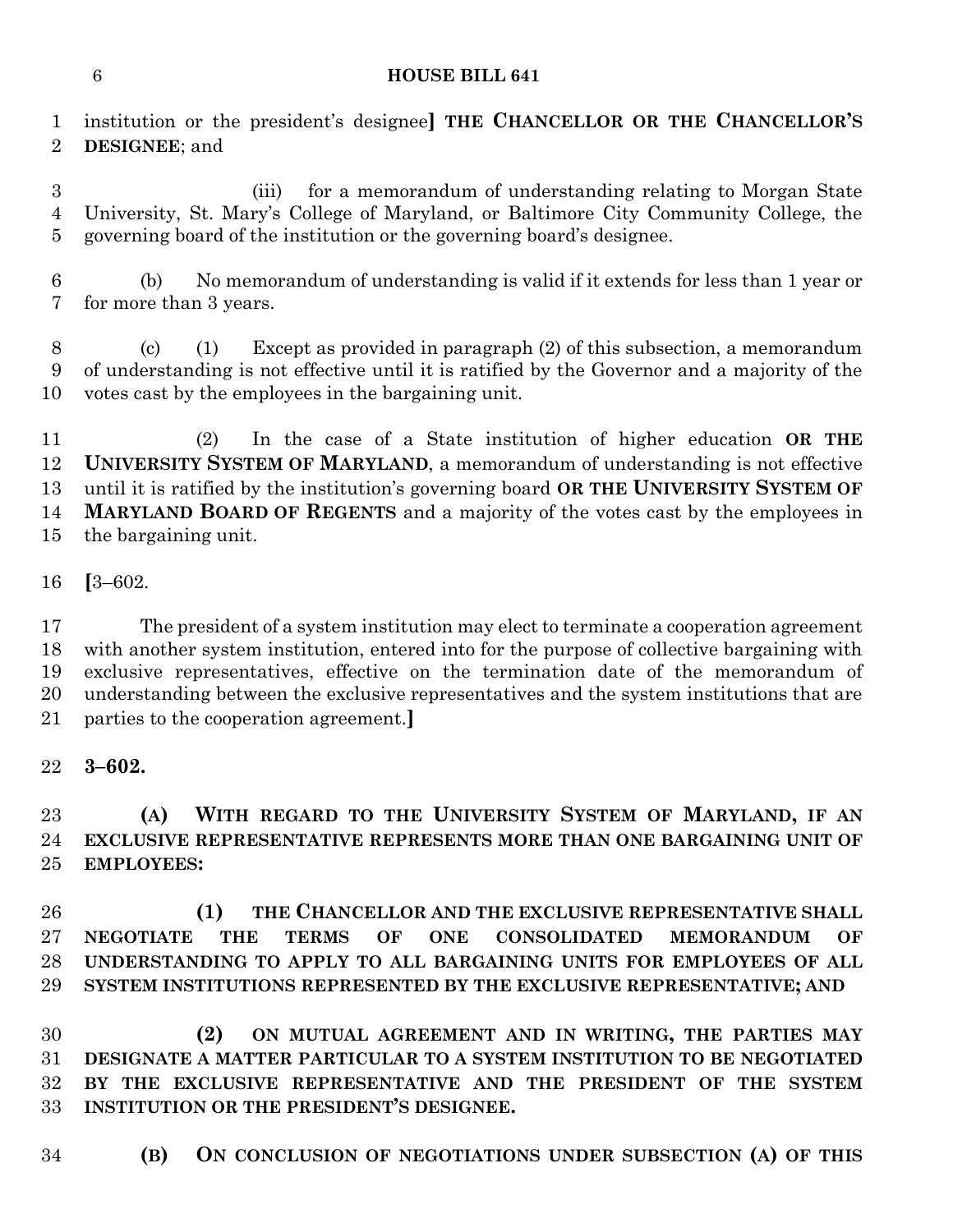institution or the president's designee**]** **THE CHANCELLOR OR THE CHANCELLOR'S DESIGNEE**; and

(iii) for a memorandum of understanding relating to Morgan State University, St. Mary's College of Maryland, or Baltimore City Community College, the governing board of the institution or the governing board's designee.

(b) No memorandum of understanding is valid if it extends for less than 1 year or for more than 3 years.

(c) (1) Except as provided in paragraph (2) of this subsection, a memorandum of understanding is not effective until it is ratified by the Governor and a majority of the votes cast by the employees in the bargaining unit.

(2) In the case of a State institution of higher education **OR THE UNIVERSITY SYSTEM OF MARYLAND**, a memorandum of understanding is not effective until it is ratified by the institution's governing board **OR THE UNIVERSITY SYSTEM OF MARYLAND BOARD OF REGENTS** and a majority of the votes cast by the employees in the bargaining unit.

**[**3–602.

The president of a system institution may elect to terminate a cooperation agreement with another system institution, entered into for the purpose of collective bargaining with exclusive representatives, effective on the termination date of the memorandum of understanding between the exclusive representatives and the system institutions that are parties to the cooperation agreement.**]**

**3–602.**

**(A) WITH REGARD TO THE UNIVERSITY SYSTEM OF MARYLAND, IF AN EXCLUSIVE REPRESENTATIVE REPRESENTS MORE THAN ONE BARGAINING UNIT OF EMPLOYEES:**

**(1) THE CHANCELLOR AND THE EXCLUSIVE REPRESENTATIVE SHALL NEGOTIATE THE TERMS OF ONE CONSOLIDATED MEMORANDUM OF UNDERSTANDING TO APPLY TO ALL BARGAINING UNITS FOR EMPLOYEES OF ALL SYSTEM INSTITUTIONS REPRESENTED BY THE EXCLUSIVE REPRESENTATIVE; AND**

**(2) ON MUTUAL AGREEMENT AND IN WRITING, THE PARTIES MAY DESIGNATE A MATTER PARTICULAR TO A SYSTEM INSTITUTION TO BE NEGOTIATED BY THE EXCLUSIVE REPRESENTATIVE AND THE PRESIDENT OF THE SYSTEM INSTITUTION OR THE PRESIDENT'S DESIGNEE.**

**(B) ON CONCLUSION OF NEGOTIATIONS UNDER SUBSECTION (A) OF THIS**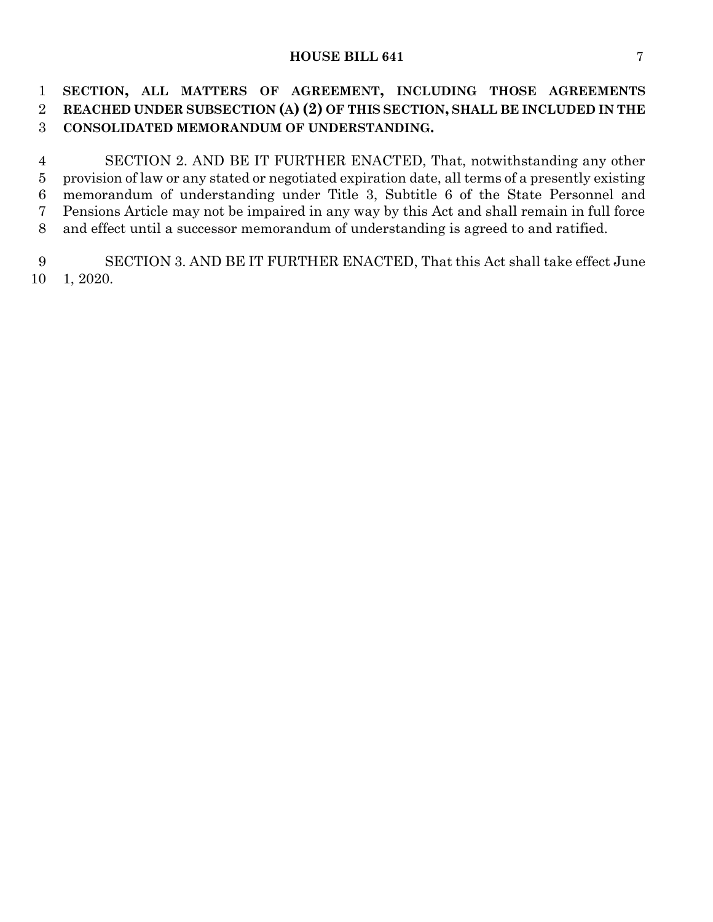**SECTION, ALL MATTERS OF AGREEMENT, INCLUDING THOSE AGREEMENTS REACHED UNDER SUBSECTION (A) (2) OF THIS SECTION, SHALL BE INCLUDED IN THE CONSOLIDATED MEMORANDUM OF UNDERSTANDING.**

SECTION 2. AND BE IT FURTHER ENACTED, That, notwithstanding any other provision of law or any stated or negotiated expiration date, all terms of a presently existing memorandum of understanding under Title 3, Subtitle 6 of the State Personnel and Pensions Article may not be impaired in any way by this Act and shall remain in full force and effect until a successor memorandum of understanding is agreed to and ratified.

SECTION 3. AND BE IT FURTHER ENACTED, That this Act shall take effect June 1, 2020.